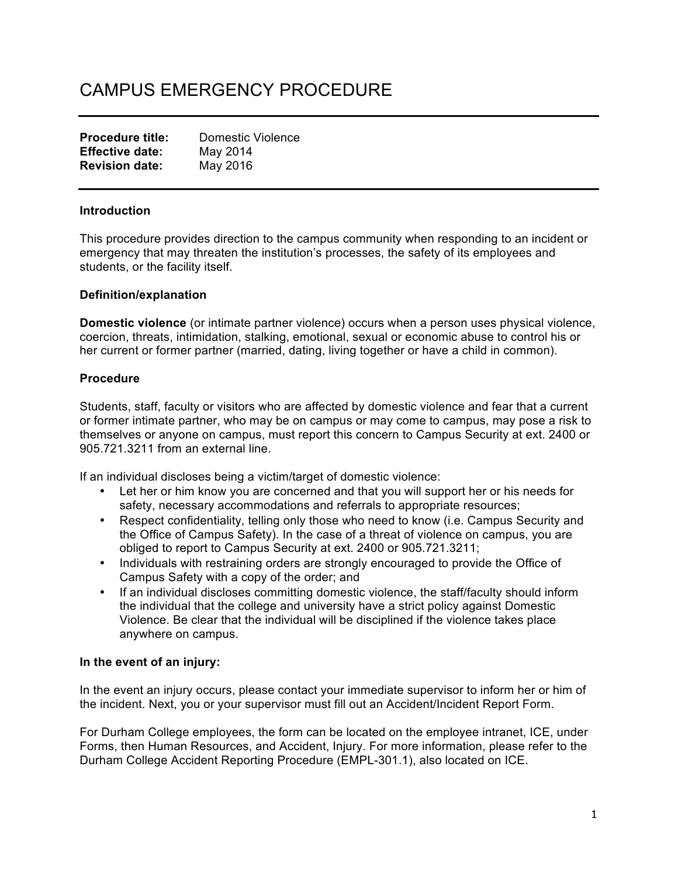# CAMPUS EMERGENCY PROCEDURE

**Procedure title:** Domestic Violence
**Effective date:** May 2014
**Revision date:** May 2016

---

**Introduction**

This procedure provides direction to the campus community when responding to an incident or emergency that may threaten the institution's processes, the safety of its employees and students, or the facility itself.

**Definition/explanation**

**Domestic violence** (or intimate partner violence) occurs when a person uses physical violence, coercion, threats, intimidation, stalking, emotional, sexual or economic abuse to control his or her current or former partner (married, dating, living together or have a child in common).

**Procedure**

Students, staff, faculty or visitors who are affected by domestic violence and fear that a current or former intimate partner, who may be on campus or may come to campus, may pose a risk to themselves or anyone on campus, must report this concern to Campus Security at ext. 2400 or 905.721.3211 from an external line.

If an individual discloses being a victim/target of domestic violence:

- Let her or him know you are concerned and that you will support her or his needs for safety, necessary accommodations and referrals to appropriate resources;
- Respect confidentiality, telling only those who need to know (i.e. Campus Security and the Office of Campus Safety). In the case of a threat of violence on campus, you are obliged to report to Campus Security at ext. 2400 or 905.721.3211;
- Individuals with restraining orders are strongly encouraged to provide the Office of Campus Safety with a copy of the order; and
- If an individual discloses committing domestic violence, the staff/faculty should inform the individual that the college and university have a strict policy against Domestic Violence. Be clear that the individual will be disciplined if the violence takes place anywhere on campus.

**In the event of an injury:**

In the event an injury occurs, please contact your immediate supervisor to inform her or him of the incident. Next, you or your supervisor must fill out an Accident/Incident Report Form.

For Durham College employees, the form can be located on the employee intranet, ICE, under Forms, then Human Resources, and Accident, Injury. For more information, please refer to the Durham College Accident Reporting Procedure (EMPL-301.1), also located on ICE.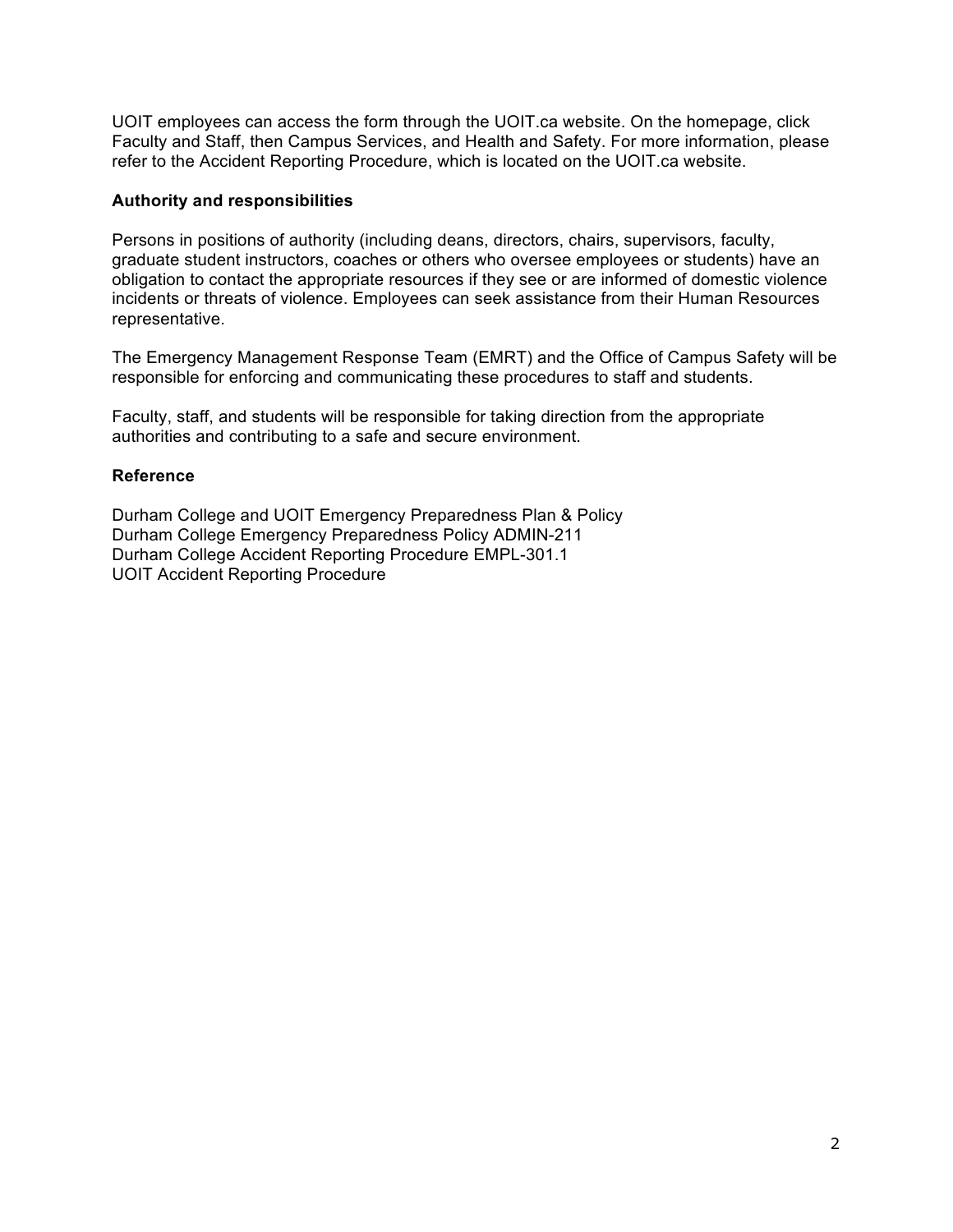UOIT employees can access the form through the UOIT.ca website. On the homepage, click Faculty and Staff, then Campus Services, and Health and Safety. For more information, please refer to the Accident Reporting Procedure, which is located on the UOIT.ca website.

**Authority and responsibilities**

Persons in positions of authority (including deans, directors, chairs, supervisors, faculty, graduate student instructors, coaches or others who oversee employees or students) have an obligation to contact the appropriate resources if they see or are informed of domestic violence incidents or threats of violence. Employees can seek assistance from their Human Resources representative.

The Emergency Management Response Team (EMRT) and the Office of Campus Safety will be responsible for enforcing and communicating these procedures to staff and students.

Faculty, staff, and students will be responsible for taking direction from the appropriate authorities and contributing to a safe and secure environment.

**Reference**

Durham College and UOIT Emergency Preparedness Plan & Policy
Durham College Emergency Preparedness Policy ADMIN-211
Durham College Accident Reporting Procedure EMPL-301.1
UOIT Accident Reporting Procedure